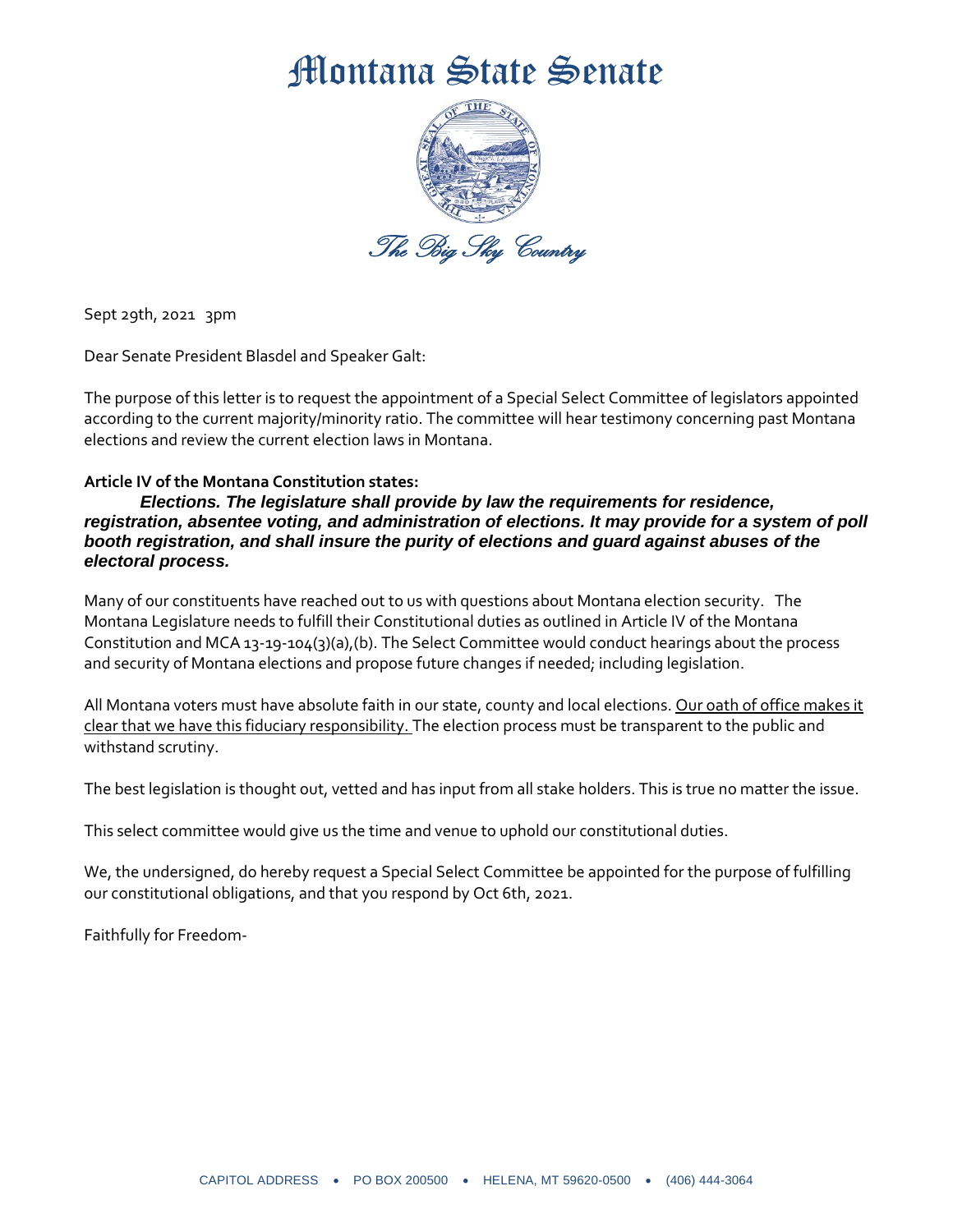# Montana State Senate

*The Big Sky Country*

Sept 29th, 2021 3pm

Dear Senate President Blasdel and Speaker Galt:

The purpose of this letter is to request the appointment of a Special Select Committee of legislators appointed according to the current majority/minority ratio. The committee will hear testimony concerning past Montana elections and review the current election laws in Montana.

**Article IV of the Montana Constitution states:**

***Elections. The legislature shall provide by law the requirements for residence, registration, absentee voting, and administration of elections. It may provide for a system of poll booth registration, and shall insure the purity of elections and guard against abuses of the electoral process.***

Many of our constituents have reached out to us with questions about Montana election security. The Montana Legislature needs to fulfill their Constitutional duties as outlined in Article IV of the Montana Constitution and MCA 13-19-104(3)(a),(b). The Select Committee would conduct hearings about the process and security of Montana elections and propose future changes if needed; including legislation.

All Montana voters must have absolute faith in our state, county and local elections. <u>Our oath of office makes it clear that we have this fiduciary responsibility.</u> The election process must be transparent to the public and withstand scrutiny.

The best legislation is thought out, vetted and has input from all stake holders. This is true no matter the issue.

This select committee would give us the time and venue to uphold our constitutional duties.

We, the undersigned, do hereby request a Special Select Committee be appointed for the purpose of fulfilling our constitutional obligations, and that you respond by Oct 6th, 2021.

Faithfully for Freedom-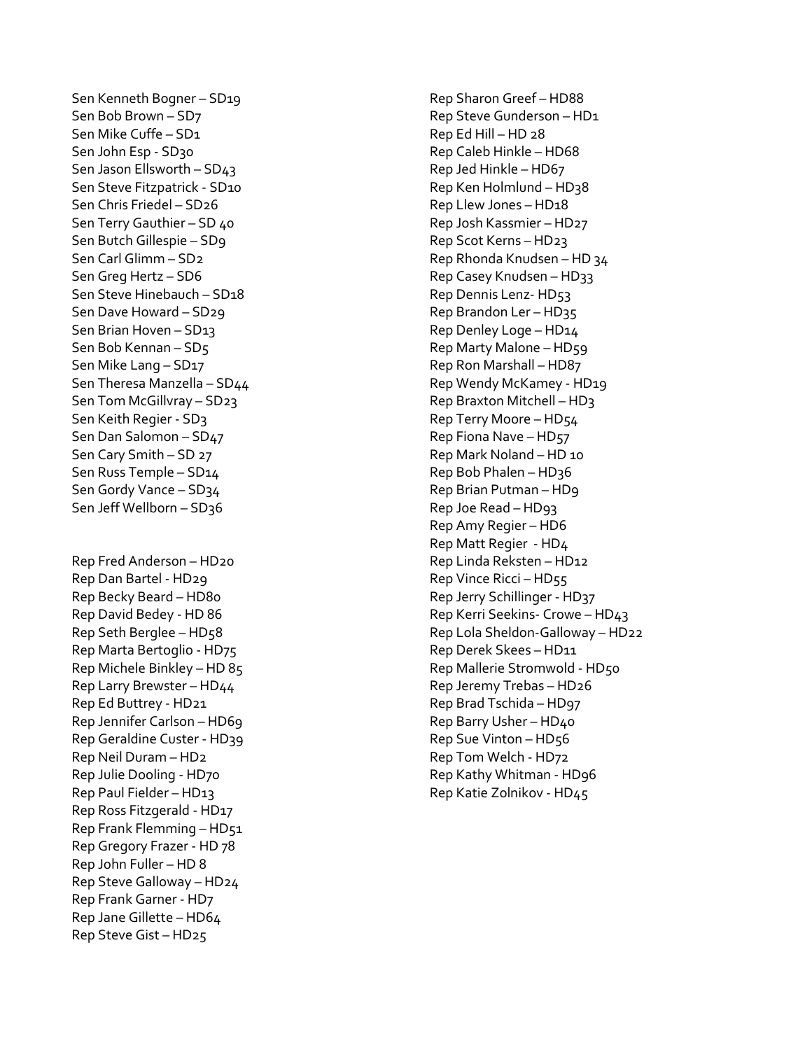Sen Kenneth Bogner – SD19
Sen Bob Brown – SD7
Sen Mike Cuffe – SD1
Sen John Esp - SD30
Sen Jason Ellsworth – SD43
Sen Steve Fitzpatrick - SD10
Sen Chris Friedel – SD26
Sen Terry Gauthier – SD 40
Sen Butch Gillespie – SD9
Sen Carl Glimm – SD2
Sen Greg Hertz – SD6
Sen Steve Hinebauch – SD18
Sen Dave Howard – SD29
Sen Brian Hoven – SD13
Sen Bob Kennan – SD5
Sen Mike Lang – SD17
Sen Theresa Manzella – SD44
Sen Tom McGillvray – SD23
Sen Keith Regier - SD3
Sen Dan Salomon – SD47
Sen Cary Smith – SD 27
Sen Russ Temple – SD14
Sen Gordy Vance – SD34
Sen Jeff Wellborn – SD36

Rep Fred Anderson – HD20
Rep Dan Bartel - HD29
Rep Becky Beard – HD80
Rep David Bedey - HD 86
Rep Seth Berglee – HD58
Rep Marta Bertoglio - HD75
Rep Michele Binkley – HD 85
Rep Larry Brewster – HD44
Rep Ed Buttrey - HD21
Rep Jennifer Carlson – HD69
Rep Geraldine Custer - HD39
Rep Neil Duram – HD2
Rep Julie Dooling - HD70
Rep Paul Fielder – HD13
Rep Ross Fitzgerald - HD17
Rep Frank Flemming – HD51
Rep Gregory Frazer - HD 78
Rep John Fuller – HD 8
Rep Steve Galloway – HD24
Rep Frank Garner - HD7
Rep Jane Gillette – HD64
Rep Steve Gist – HD25
Rep Sharon Greef – HD88
Rep Steve Gunderson – HD1
Rep Ed Hill – HD 28
Rep Caleb Hinkle – HD68
Rep Jed Hinkle – HD67
Rep Ken Holmlund – HD38
Rep Llew Jones – HD18
Rep Josh Kassmier – HD27
Rep Scot Kerns – HD23
Rep Rhonda Knudsen – HD 34
Rep Casey Knudsen – HD33
Rep Dennis Lenz- HD53
Rep Brandon Ler – HD35
Rep Denley Loge – HD14
Rep Marty Malone – HD59
Rep Ron Marshall – HD87
Rep Wendy McKamey - HD19
Rep Braxton Mitchell – HD3
Rep Terry Moore – HD54
Rep Fiona Nave – HD57
Rep Mark Noland – HD 10
Rep Bob Phalen – HD36
Rep Brian Putman – HD9
Rep Joe Read – HD93
Rep Amy Regier – HD6
Rep Matt Regier - HD4
Rep Linda Reksten – HD12
Rep Vince Ricci – HD55
Rep Jerry Schillinger - HD37
Rep Kerri Seekins- Crowe – HD43
Rep Lola Sheldon-Galloway – HD22
Rep Derek Skees – HD11
Rep Mallerie Stromwold - HD50
Rep Jeremy Trebas – HD26
Rep Brad Tschida – HD97
Rep Barry Usher – HD40
Rep Sue Vinton – HD56
Rep Tom Welch - HD72
Rep Kathy Whitman - HD96
Rep Katie Zolnikov - HD45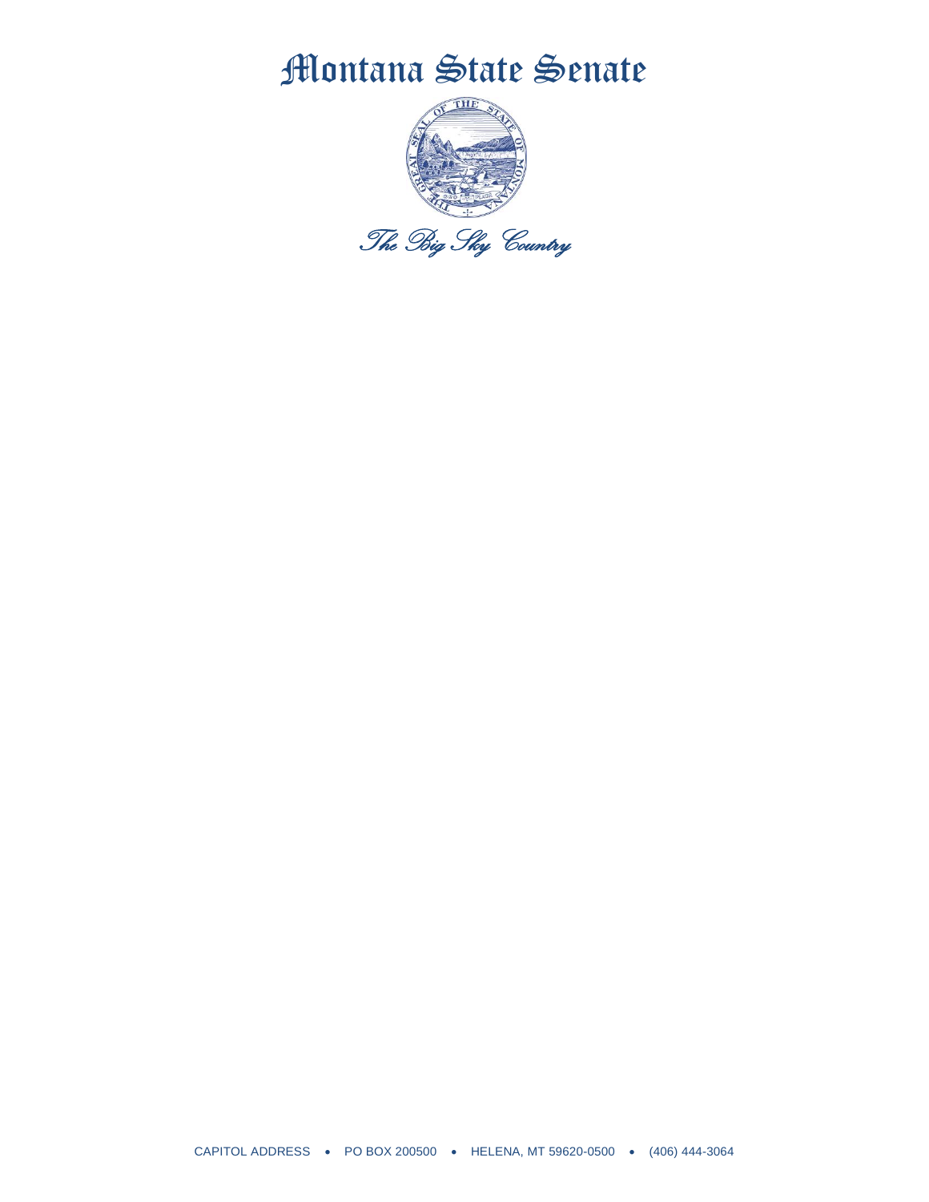# Montana State Senate

*The Big Sky Country*

CAPITOL ADDRESS • PO BOX 200500 • HELENA, MT 59620-0500 • (406) 444-3064